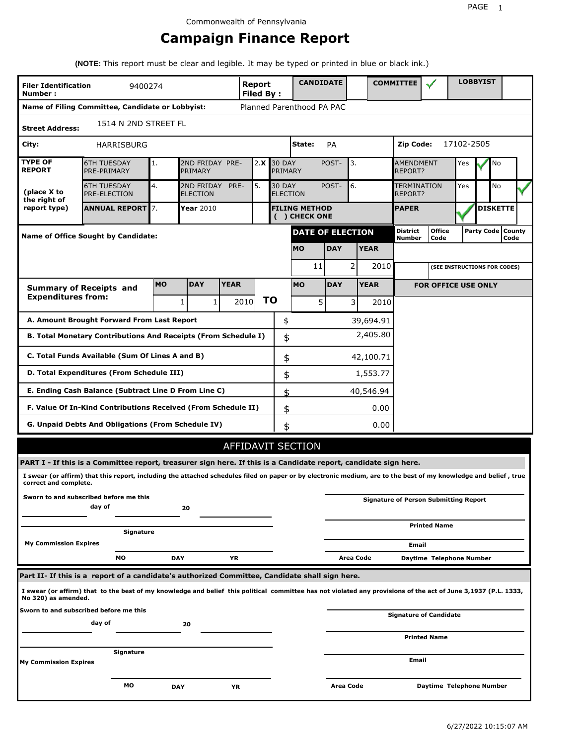Commonwealth of Pennsylvania

# Campaign Finance Report

**(NOTE:** This report must be clear and legible. It may be typed or printed in blue or black ink.)

| | | | | | |
|---|---|---|---|---|---|
| **Filer Identification Number :** | 9400274 | **Report Filed By :** | **CANDIDATE** | **COMMITTEE** ✓ | **LOBBYIST** |
| **Name of Filing Committee, Candidate or Lobbyist:** | Planned Parenthood PA PAC | | | | |
| **Street Address:** | 1514 N 2ND STREET FL | | | | |
| **City:** | HARRISBURG | **State:** | PA | **Zip Code:** | 17102-2505 |

| **TYPE OF REPORT** (place X to the right of report type) | | | | | | | | |
|---|---|---|---|---|---|---|---|---|
| 6TH TUESDAY PRE-PRIMARY | 1. | 2ND FRIDAY PRE-PRIMARY | 2. X | 30 DAY POST-PRIMARY | 3. | AMENDMENT REPORT? | Yes ✓ | No |
| 6TH TUESDAY PRE-ELECTION | 4. | 2ND FRIDAY PRE-ELECTION | 5. | 30 DAY POST-ELECTION | 6. | TERMINATION REPORT? | Yes | No ✓ |
| **ANNUAL REPORT** | 7. | **Year** 2010 | | **FILING METHOD ( ) CHECK ONE** | | **PAPER** ✓ | | **DISKETTE** |

| **Name of Office Sought by Candidate:** | **DATE OF ELECTION** | | | **District Number** | **Office Code** | **Party Code** | **County Code** |
|---|---|---|---|---|---|---|---|
| | **MO** | **DAY** | **YEAR** | | | | |
| | 11 | 2 | 2010 | | **(SEE INSTRUCTIONS FOR CODES)** | | |

| **Summary of Receipts and Expenditures from:** | **MO** | **DAY** | **YEAR** | | **MO** | **DAY** | **YEAR** |
|---|---|---|---|---|---|---|---|
| | 1 | 1 | 2010 | **TO** | 5 | 3 | 2010 |

**FOR OFFICE USE ONLY**

| | |
|---|---|
| **A. Amount Brought Forward From Last Report** | $ 39,694.91 |
| **B. Total Monetary Contributions And Receipts (From Schedule I)** | $ 2,405.80 |
| **C. Total Funds Available (Sum Of Lines A and B)** | $ 42,100.71 |
| **D. Total Expenditures (From Schedule III)** | $ 1,553.77 |
| **E. Ending Cash Balance (Subtract Line D From Line C)** | $ 40,546.94 |
| **F. Value Of In-Kind Contributions Received (From Schedule II)** | $ 0.00 |
| **G. Unpaid Debts And Obligations (From Schedule IV)** | $ 0.00 |

## AFFIDAVIT SECTION

**PART I - If this is a Committee report, treasurer sign here. If this is a Candidate report, candidate sign here.**

**I swear (or affirm) that this report, including the attached schedules filed on paper or by electronic medium, are to the best of my knowledge and belief , true correct and complete.**

**Sworn to and subscribed before me this** ______ **day of** ______ **20** ______

______ **Signature**

**My Commission Expires** ______ **MO** ______ **DAY** ______ **YR**

______ **Signature of Person Submitting Report**

______ **Printed Name**

______ **Email**

**Area Code** ______ **Daytime Telephone Number**

**Part II- If this is a report of a candidate's authorized Committee, Candidate shall sign here.**

**I swear (or affirm) that to the best of my knowledge and belief this political committee has not violated any provisions of the act of June 3,1937 (P.L. 1333, No 320) as amended.**

**Sworn to and subscribed before me this** ______ **day of** ______ **20** ______

______ **Signature**

**My Commission Expires** ______ **MO** ______ **DAY** ______ **YR**

______ **Signature of Candidate**

______ **Printed Name**

______ **Email**

**Area Code** ______ **Daytime Telephone Number**

6/27/2022 10:15:07 AM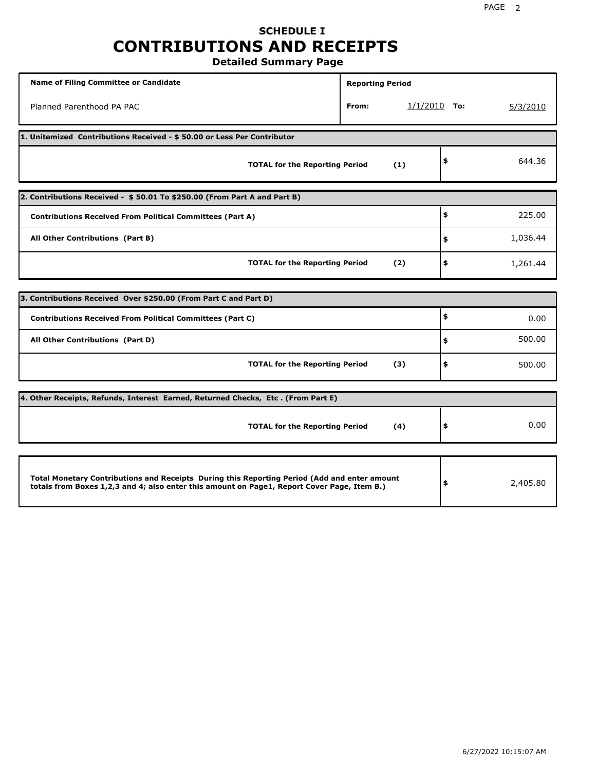# SCHEDULE I
# CONTRIBUTIONS AND RECEIPTS
## Detailed Summary Page

| Name of Filing Committee or Candidate | Reporting Period | |
|---|---|---|
| Planned Parenthood PA PAC | From: 1/1/2010 | To: 5/3/2010 |

**1. Unitemized Contributions Received - $ 50.00 or Less Per Contributor**

| | | |
|---|---|---|
| **TOTAL for the Reporting Period** | **(1)** | $ 644.36 |

**2. Contributions Received - $ 50.01 To $250.00 (From Part A and Part B)**

| | | |
|---|---|---|
| **Contributions Received From Political Committees (Part A)** | | $ 225.00 |
| **All Other Contributions (Part B)** | | $ 1,036.44 |
| **TOTAL for the Reporting Period** | **(2)** | $ 1,261.44 |

**3. Contributions Received Over $250.00 (From Part C and Part D)**

| | | |
|---|---|---|
| **Contributions Received From Political Committees (Part C)** | | $ 0.00 |
| **All Other Contributions (Part D)** | | $ 500.00 |
| **TOTAL for the Reporting Period** | **(3)** | $ 500.00 |

**4. Other Receipts, Refunds, Interest Earned, Returned Checks, Etc . (From Part E)**

| | | |
|---|---|---|
| **TOTAL for the Reporting Period** | **(4)** | $ 0.00 |

| | |
|---|---|
| **Total Monetary Contributions and Receipts During this Reporting Period (Add and enter amount totals from Boxes 1,2,3 and 4; also enter this amount on Page1, Report Cover Page, Item B.)** | $ 2,405.80 |

6/27/2022 10:15:07 AM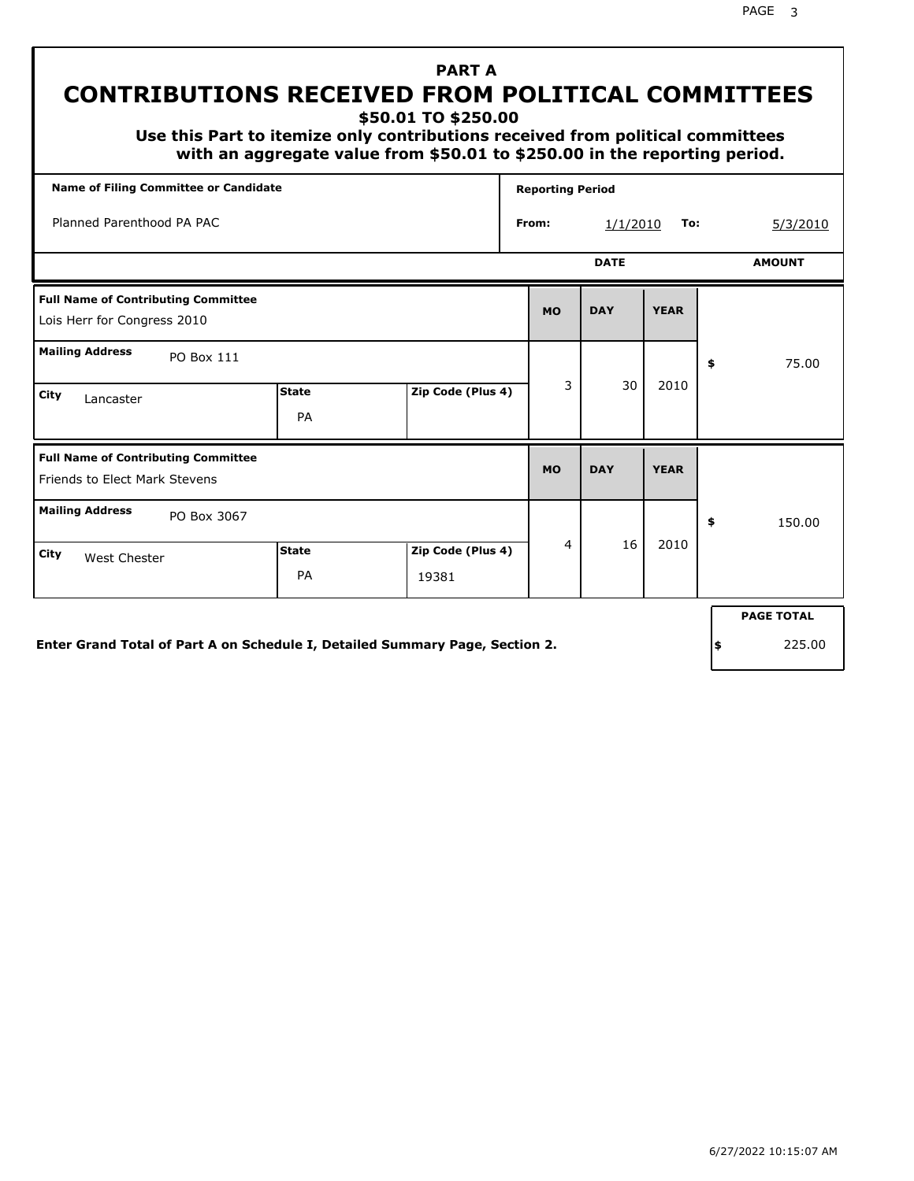# PART A

## CONTRIBUTIONS RECEIVED FROM POLITICAL COMMITTEES

### $50.01 TO $250.00

**Use this Part to itemize only contributions received from political committees with an aggregate value from $50.01 to $250.00 in the reporting period.**

| Name of Filing Committee or Candidate | Reporting Period | | |
|---|---|---|---|
| Planned Parenthood PA PAC | From: 1/1/2010 | To: | 5/3/2010 |

| Full Name of Contributing Committee | Mailing Address | City | State | Zip Code (Plus 4) | MO | DAY | YEAR | AMOUNT |
|---|---|---|---|---|---|---|---|---|
| Lois Herr for Congress 2010 | PO Box 111 | Lancaster | PA | | 3 | 30 | 2010 | $ 75.00 |
| Friends to Elect Mark Stevens | PO Box 3067 | West Chester | PA | 19381 | 4 | 16 | 2010 | $ 150.00 |

**Enter Grand Total of Part A on Schedule I, Detailed Summary Page, Section 2.**

**PAGE TOTAL** $ 225.00

6/27/2022 10:15:07 AM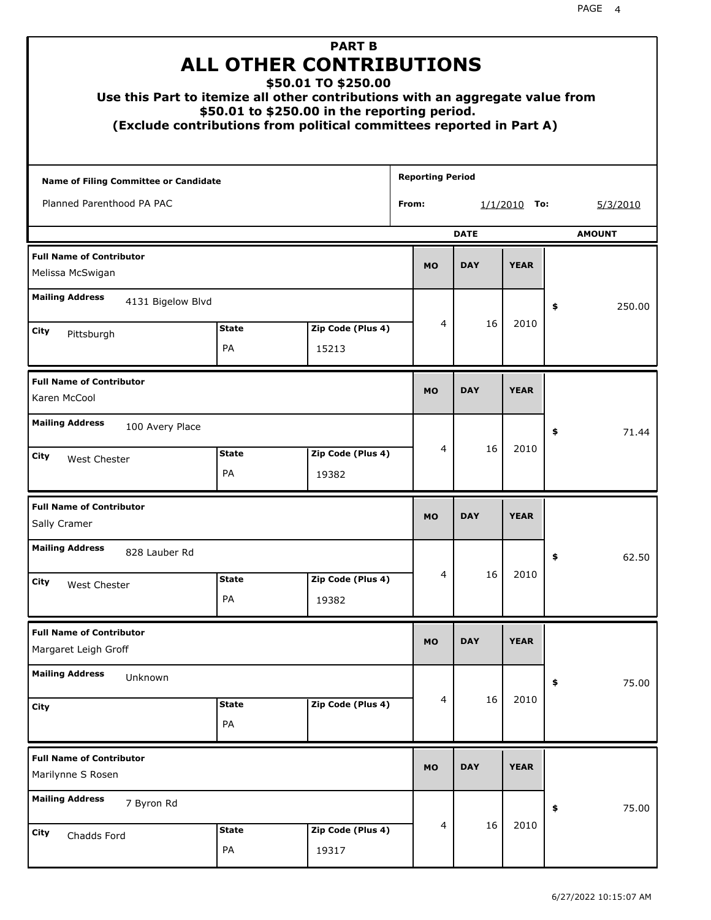# PART B
## ALL OTHER CONTRIBUTIONS
### $50.01 TO $250.00

**Use this Part to itemize all other contributions with an aggregate value from $50.01 to $250.00 in the reporting period.**
**(Exclude contributions from political committees reported in Part A)**

| Name of Filing Committee or Candidate | Reporting Period |
|---|---|
| Planned Parenthood PA PAC | From: 1/1/2010 To: 5/3/2010 |

| Full Name of Contributor | Mailing Address | City | State | Zip Code (Plus 4) | MO | DAY | YEAR | AMOUNT |
|---|---|---|---|---|---|---|---|---|
| Melissa McSwigan | 4131 Bigelow Blvd | Pittsburgh | PA | 15213 | 4 | 16 | 2010 | $ 250.00 |
| Karen McCool | 100 Avery Place | West Chester | PA | 19382 | 4 | 16 | 2010 | $ 71.44 |
| Sally Cramer | 828 Lauber Rd | West Chester | PA | 19382 | 4 | 16 | 2010 | $ 62.50 |
| Margaret Leigh Groff | Unknown | | PA | | 4 | 16 | 2010 | $ 75.00 |
| Marilynne S Rosen | 7 Byron Rd | Chadds Ford | PA | 19317 | 4 | 16 | 2010 | $ 75.00 |

6/27/2022 10:15:07 AM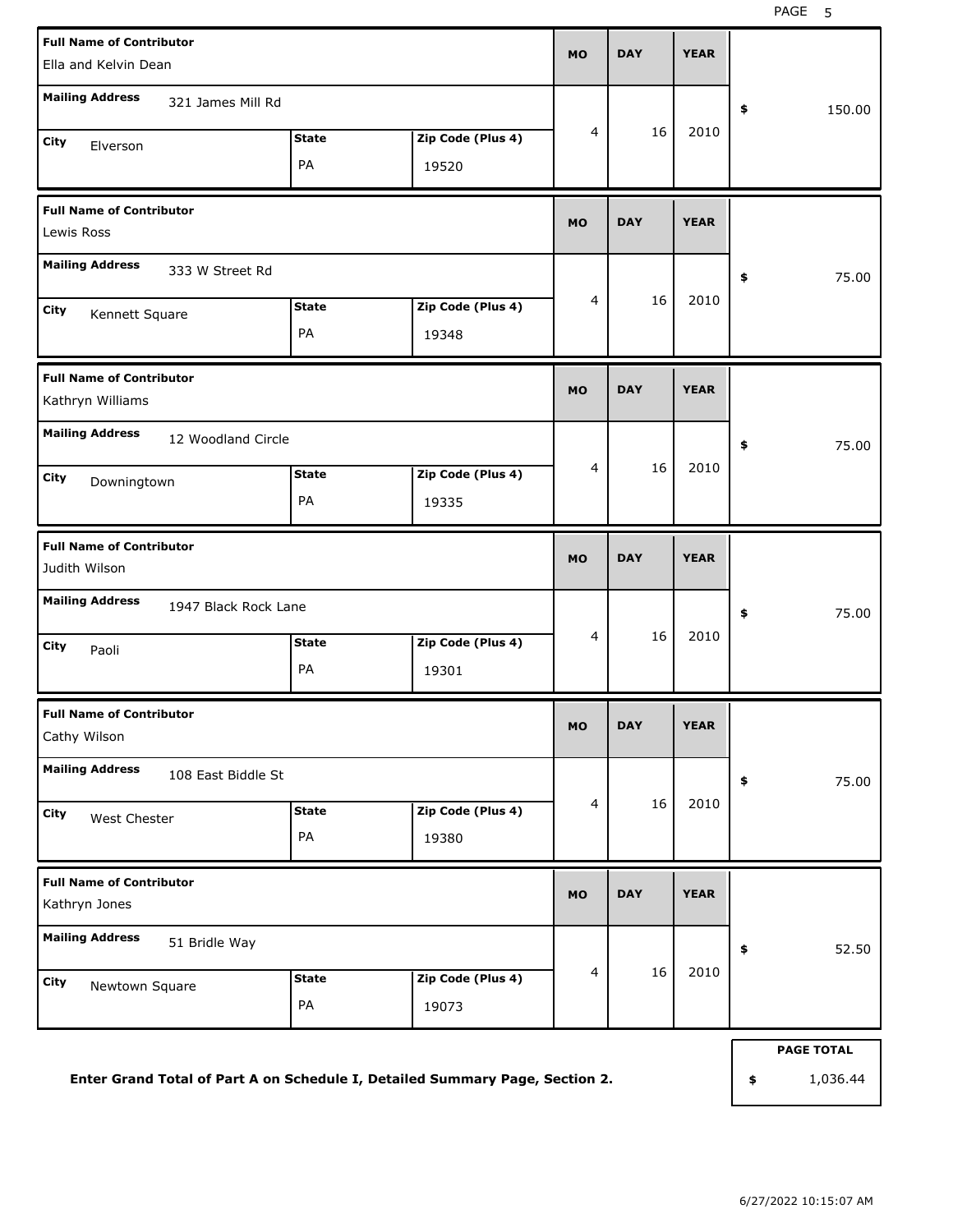| Full Name of Contributor | Mailing Address | City | State | Zip Code (Plus 4) | MO | DAY | YEAR | Amount |
|---|---|---|---|---|---|---|---|---|
| Ella and Kelvin Dean | 321 James Mill Rd | Elverson | PA | 19520 | 4 | 16 | 2010 | $ 150.00 |
| Lewis Ross | 333 W Street Rd | Kennett Square | PA | 19348 | 4 | 16 | 2010 | $ 75.00 |
| Kathryn Williams | 12 Woodland Circle | Downingtown | PA | 19335 | 4 | 16 | 2010 | $ 75.00 |
| Judith Wilson | 1947 Black Rock Lane | Paoli | PA | 19301 | 4 | 16 | 2010 | $ 75.00 |
| Cathy Wilson | 108 East Biddle St | West Chester | PA | 19380 | 4 | 16 | 2010 | $ 75.00 |
| Kathryn Jones | 51 Bridle Way | Newtown Square | PA | 19073 | 4 | 16 | 2010 | $ 52.50 |

**Enter Grand Total of Part A on Schedule I, Detailed Summary Page, Section 2.**

| PAGE TOTAL |
|---|
| $ 1,036.44 |

6/27/2022 10:15:07 AM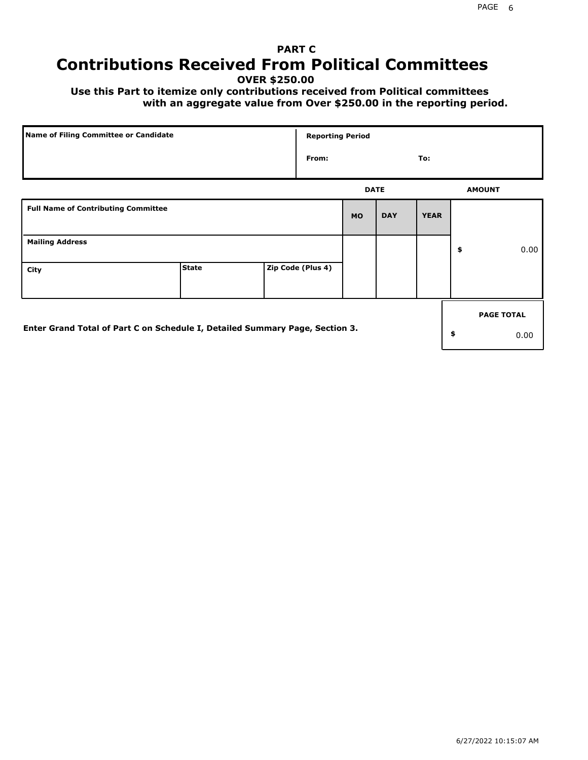## PART C
# Contributions Received From Political Committees
**OVER $250.00**

**Use this Part to itemize only contributions received from Political committees with an aggregate value from Over $250.00 in the reporting period.**

| Name of Filing Committee or Candidate | Reporting Period |
|---|---|
| | From: To: |

| Full Name of Contributing Committee | | | DATE MO | DAY | YEAR | AMOUNT |
|---|---|---|---|---|---|---|
| Mailing Address | | | | | | $ 0.00 |
| City | State | Zip Code (Plus 4) | | | | |

**Enter Grand Total of Part C on Schedule I, Detailed Summary Page, Section 3.**

| PAGE TOTAL |
|---|
| $ 0.00 |

6/27/2022 10:15:07 AM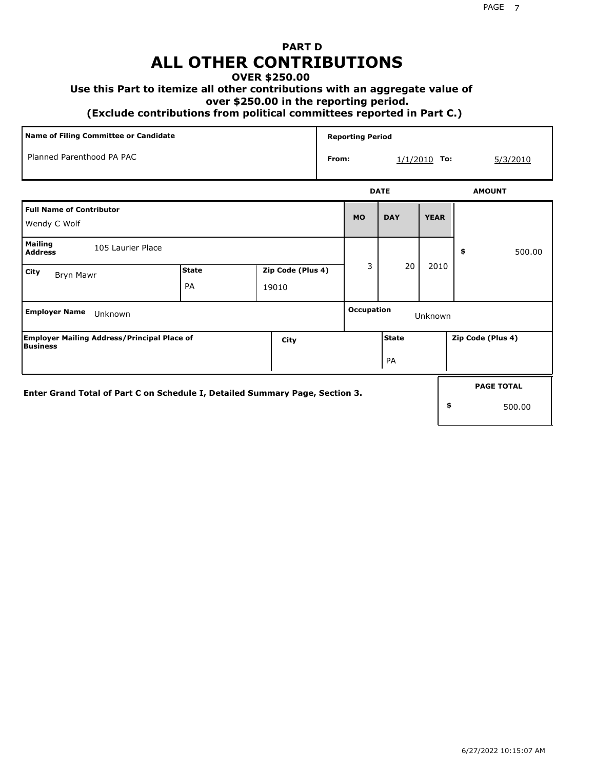# PART D
# ALL OTHER CONTRIBUTIONS
### OVER $250.00
### Use this Part to itemize all other contributions with an aggregate value of over $250.00 in the reporting period.
### (Exclude contributions from political committees reported in Part C.)

| Name of Filing Committee or Candidate | Reporting Period |
|---|---|
| Planned Parenthood PA PAC | From: 1/1/2010 To: 5/3/2010 |

| Full Name of Contributor | | | DATE MO | DATE DAY | DATE YEAR | AMOUNT |
|---|---|---|---|---|---|---|
| Wendy C Wolf | | | 3 | 20 | 2010 | $ 500.00 |
| **Mailing Address** 105 Laurier Place | | | | | | |
| **City** Bryn Mawr | **State** PA | **Zip Code (Plus 4)** 19010 | | | | |
| **Employer Name** Unknown | | | **Occupation** Unknown | | | |
| **Employer Mailing Address/Principal Place of Business** | **City** | | **State** PA | | **Zip Code (Plus 4)** | |

**Enter Grand Total of Part C on Schedule I, Detailed Summary Page, Section 3.**

| PAGE TOTAL |
|---|
| $ 500.00 |

6/27/2022 10:15:07 AM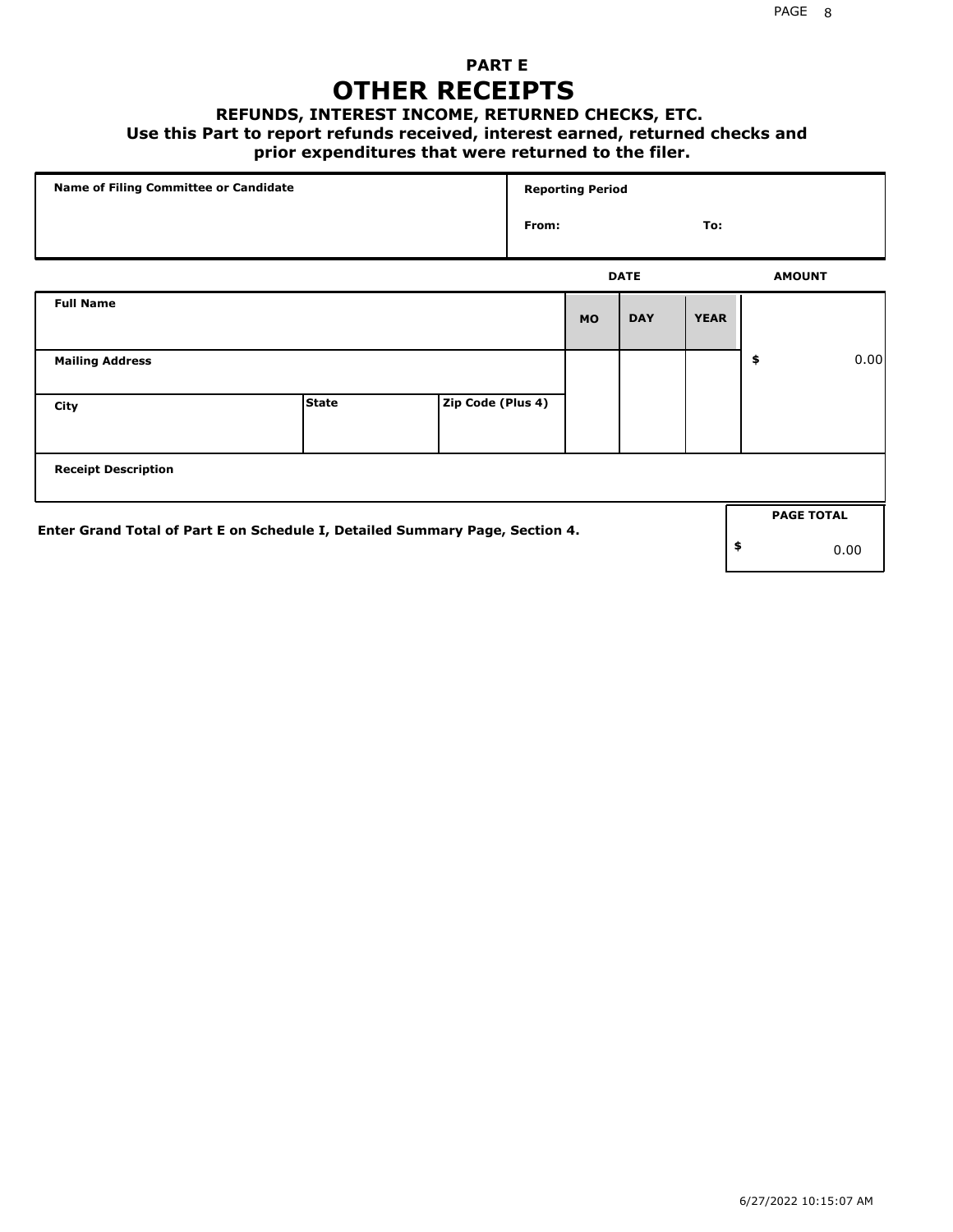## PART E

# OTHER RECEIPTS

### REFUNDS, INTEREST INCOME, RETURNED CHECKS, ETC.

**Use this Part to report refunds received, interest earned, returned checks and prior expenditures that were returned to the filer.**

| Name of Filing Committee or Candidate | Reporting Period | |
|---|---|---|
| | From: | To: |

| | | | DATE | | | AMOUNT |
|---|---|---|---|---|---|---|
| **Full Name** | | | **MO** | **DAY** | **YEAR** | |
| **Mailing Address** | | | | | | $ 0.00 |
| **City** | **State** | **Zip Code (Plus 4)** | | | | |
| **Receipt Description** | | | | | | |

**Enter Grand Total of Part E on Schedule I, Detailed Summary Page, Section 4.**

| PAGE TOTAL |
|---|
| $ 0.00 |

6/27/2022 10:15:07 AM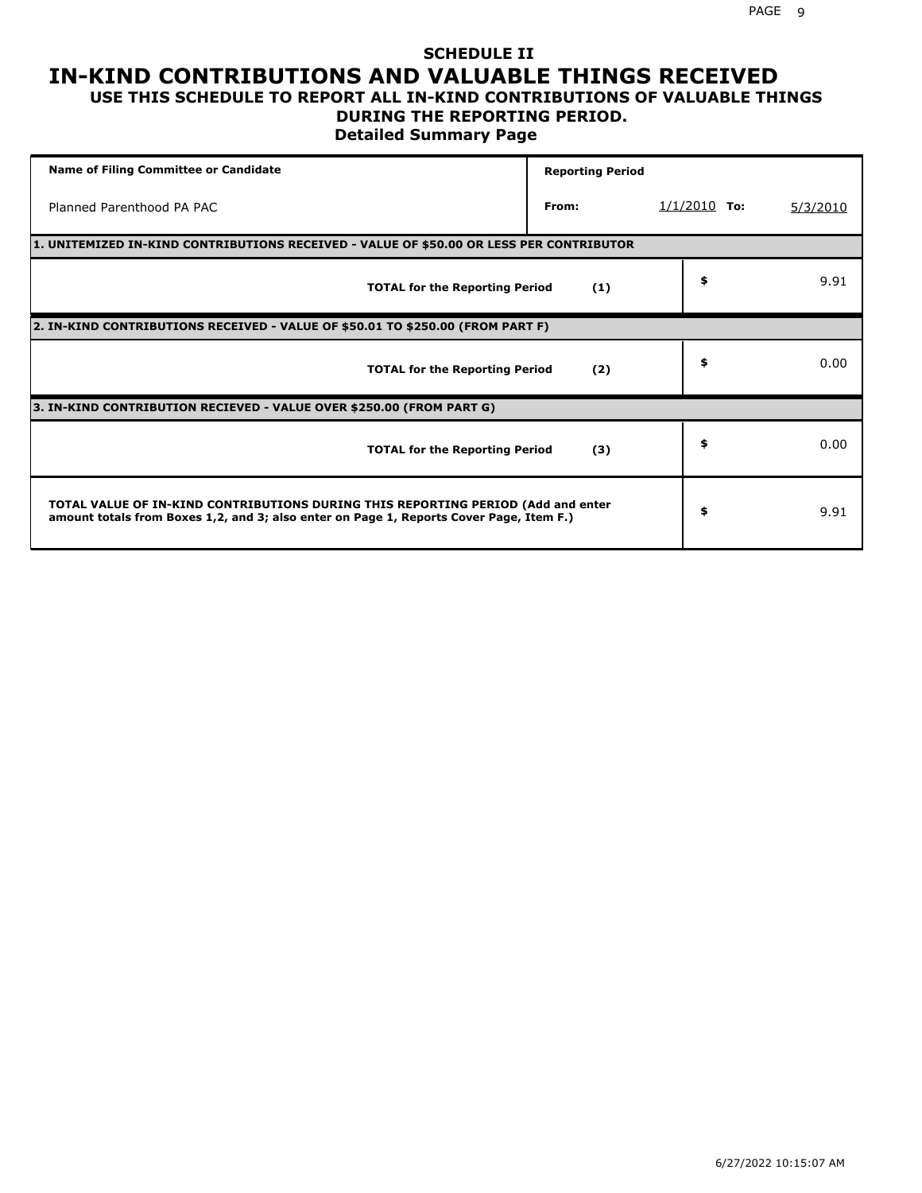# SCHEDULE II

## IN-KIND CONTRIBUTIONS AND VALUABLE THINGS RECEIVED

### USE THIS SCHEDULE TO REPORT ALL IN-KIND CONTRIBUTIONS OF VALUABLE THINGS DURING THE REPORTING PERIOD.

**Detailed Summary Page**

| Name of Filing Committee or Candidate | Reporting Period | | |
|---|---|---|---|
| Planned Parenthood PA PAC | From: | 1/1/2010 To: | 5/3/2010 |

| **1. UNITEMIZED IN-KIND CONTRIBUTIONS RECEIVED - VALUE OF $50.00 OR LESS PER CONTRIBUTOR** | | |
|---|---|---|
| **TOTAL for the Reporting Period** | **(1)** | $ 9.91 |
| **2. IN-KIND CONTRIBUTIONS RECEIVED - VALUE OF $50.01 TO $250.00 (FROM PART F)** | | |
| **TOTAL for the Reporting Period** | **(2)** | $ 0.00 |
| **3. IN-KIND CONTRIBUTION RECIEVED - VALUE OVER $250.00 (FROM PART G)** | | |
| **TOTAL for the Reporting Period** | **(3)** | $ 0.00 |
| **TOTAL VALUE OF IN-KIND CONTRIBUTIONS DURING THIS REPORTING PERIOD (Add and enter amount totals from Boxes 1,2, and 3; also enter on Page 1, Reports Cover Page, Item F.)** | | $ 9.91 |

6/27/2022 10:15:07 AM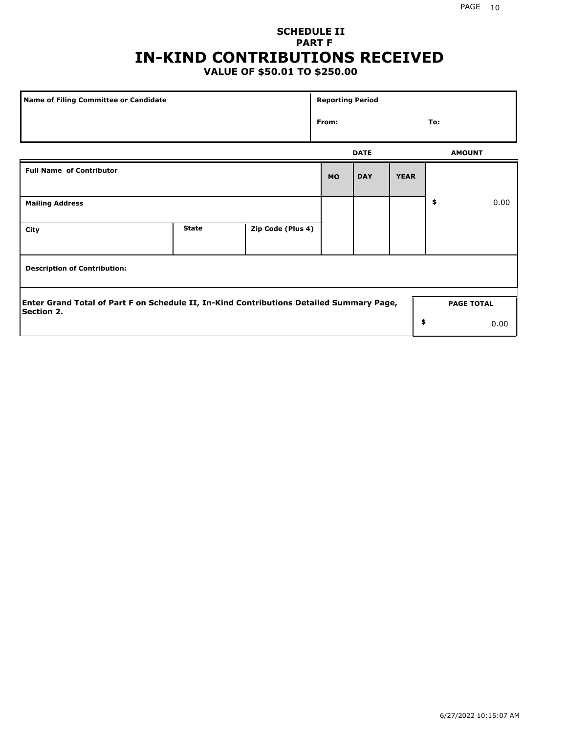**SCHEDULE II**
**PART F**

# IN-KIND CONTRIBUTIONS RECEIVED

**VALUE OF $50.01 TO $250.00**

| Name of Filing Committee or Candidate | Reporting Period |
|---|---|
| | From: To: |

| Full Name of Contributor | | | DATE MO | DAY | YEAR | AMOUNT |
|---|---|---|---|---|---|---|
| Mailing Address | | | | | | $ 0.00 |
| City | State | Zip Code (Plus 4) | | | | |
| Description of Contribution: | | | | | | |

Enter Grand Total of Part F on Schedule II, In-Kind Contributions Detailed Summary Page, Section 2.

| PAGE TOTAL |
|---|
| $ 0.00 |

6/27/2022 10:15:07 AM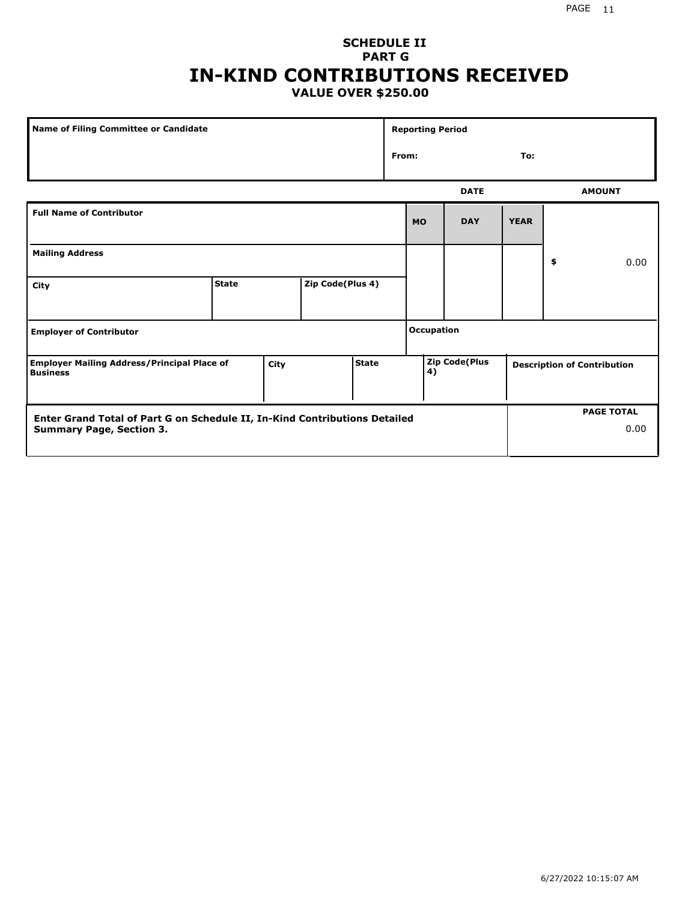**SCHEDULE II**
**PART G**

# IN-KIND CONTRIBUTIONS RECEIVED

**VALUE OVER $250.00**

| Name of Filing Committee or Candidate | Reporting Period |
|---|---|
| | From: To: |

| Full Name of Contributor | | | | DATE MO | DATE DAY | DATE YEAR | AMOUNT |
|---|---|---|---|---|---|---|---|
| Mailing Address | | | | | | | $ 0.00 |
| City | State | Zip Code(Plus 4) | | | | | |
| Employer of Contributor | | | | Occupation | | | |
| Employer Mailing Address/Principal Place of Business | City | State | | Zip Code(Plus 4) | | | Description of Contribution |

| Enter Grand Total of Part G on Schedule II, In-Kind Contributions Detailed Summary Page, Section 3. | PAGE TOTAL |
|---|---|
| | 0.00 |

6/27/2022 10:15:07 AM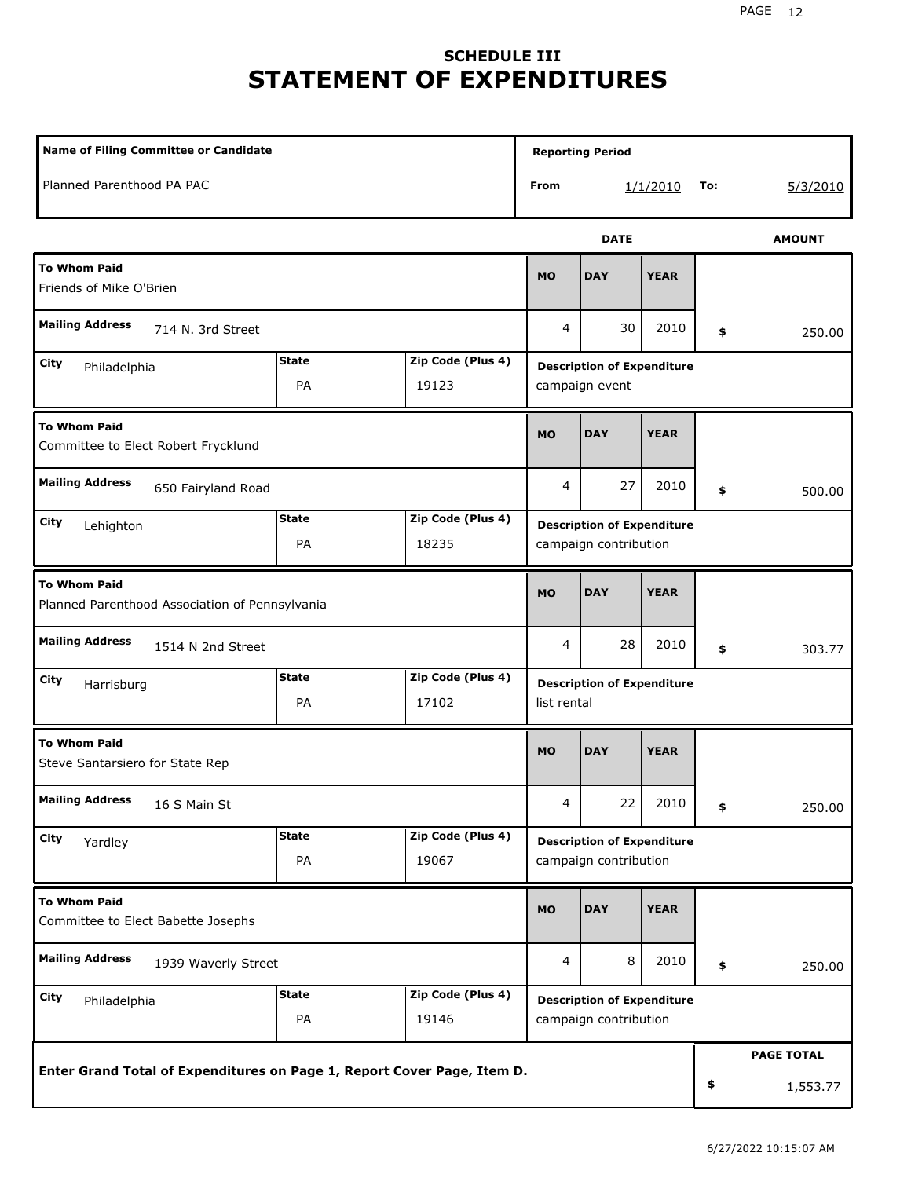# SCHEDULE III
# STATEMENT OF EXPENDITURES

| Name of Filing Committee or Candidate | Reporting Period | | | |
|---|---|---|---|---|
| Planned Parenthood PA PAC | From | 1/1/2010 | To: | 5/3/2010 |

| To Whom Paid | Mailing Address | City | State | Zip Code (Plus 4) | MO | DAY | YEAR | AMOUNT | Description of Expenditure |
|---|---|---|---|---|---|---|---|---|---|
| Friends of Mike O'Brien | 714 N. 3rd Street | Philadelphia | PA | 19123 | 4 | 30 | 2010 | $ 250.00 | campaign event |
| Committee to Elect Robert Frycklund | 650 Fairyland Road | Lehighton | PA | 18235 | 4 | 27 | 2010 | $ 500.00 | campaign contribution |
| Planned Parenthood Association of Pennsylvania | 1514 N 2nd Street | Harrisburg | PA | 17102 | 4 | 28 | 2010 | $ 303.77 | list rental |
| Steve Santarsiero for State Rep | 16 S Main St | Yardley | PA | 19067 | 4 | 22 | 2010 | $ 250.00 | campaign contribution |
| Committee to Elect Babette Josephs | 1939 Waverly Street | Philadelphia | PA | 19146 | 4 | 8 | 2010 | $ 250.00 | campaign contribution |

**Enter Grand Total of Expenditures on Page 1, Report Cover Page, Item D.**

**PAGE TOTAL** $ 1,553.77

6/27/2022 10:15:07 AM